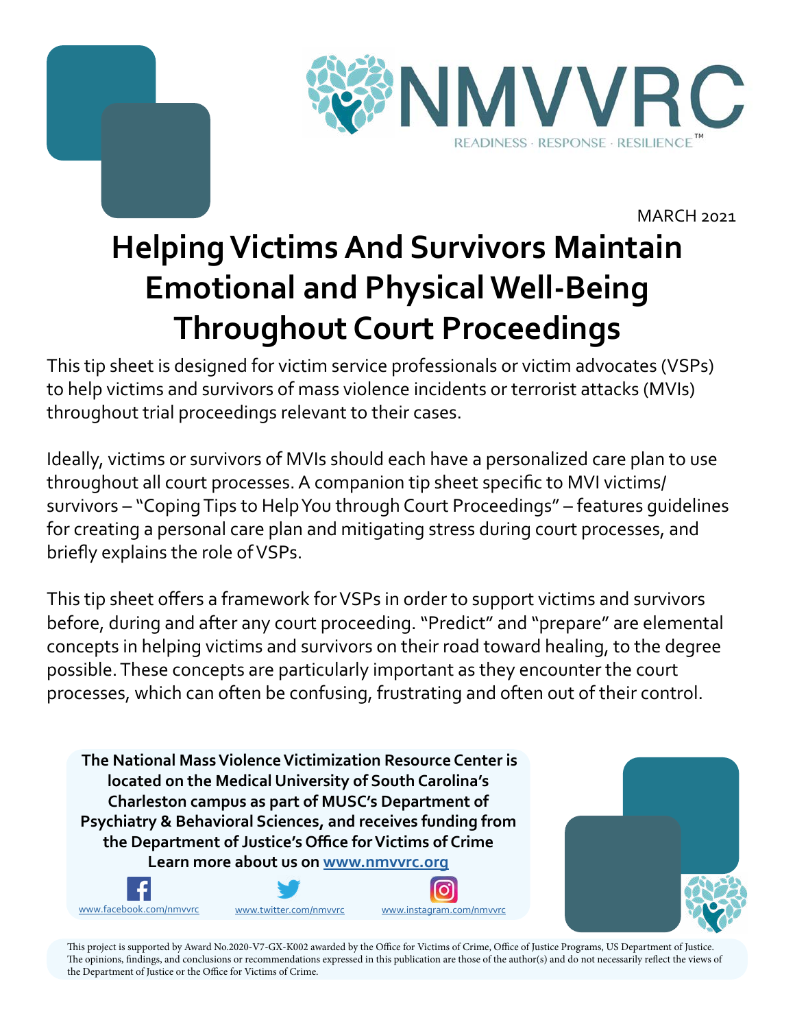NMVVRC

READINESS · RESPONSE · RESILIENCE™

MARCH 2021

# Helping Victims And Survivors Maintain Emotional and Physical Well-Being Throughout Court Proceedings

This tip sheet is designed for victim service professionals or victim advocates (VSPs) to help victims and survivors of mass violence incidents or terrorist attacks (MVIs) throughout trial proceedings relevant to their cases.

Ideally, victims or survivors of MVIs should each have a personalized care plan to use throughout all court processes. A companion tip sheet specific to MVI victims/survivors – "Coping Tips to Help You through Court Proceedings" – features guidelines for creating a personal care plan and mitigating stress during court processes, and briefly explains the role of VSPs.

This tip sheet offers a framework for VSPs in order to support victims and survivors before, during and after any court proceeding. "Predict" and "prepare" are elemental concepts in helping victims and survivors on their road toward healing, to the degree possible. These concepts are particularly important as they encounter the court processes, which can often be confusing, frustrating and often out of their control.

**The National Mass Violence Victimization Resource Center is located on the Medical University of South Carolina's Charleston campus as part of MUSC's Department of Psychiatry & Behavioral Sciences, and receives funding from the Department of Justice's Office for Victims of Crime**
**Learn more about us on [www.nmvvrc.org](http://www.nmvvrc.org)**

[www.facebook.com/nmvvrc](http://www.facebook.com/nmvvrc) [www.twitter.com/nmvvrc](http://www.twitter.com/nmvvrc) [www.instagram.com/nmvvrc](http://www.instagram.com/nmvvrc)

This project is supported by Award No.2020-V7-GX-K002 awarded by the Office for Victims of Crime, Office of Justice Programs, US Department of Justice. The opinions, findings, and conclusions or recommendations expressed in this publication are those of the author(s) and do not necessarily reflect the views of the Department of Justice or the Office for Victims of Crime.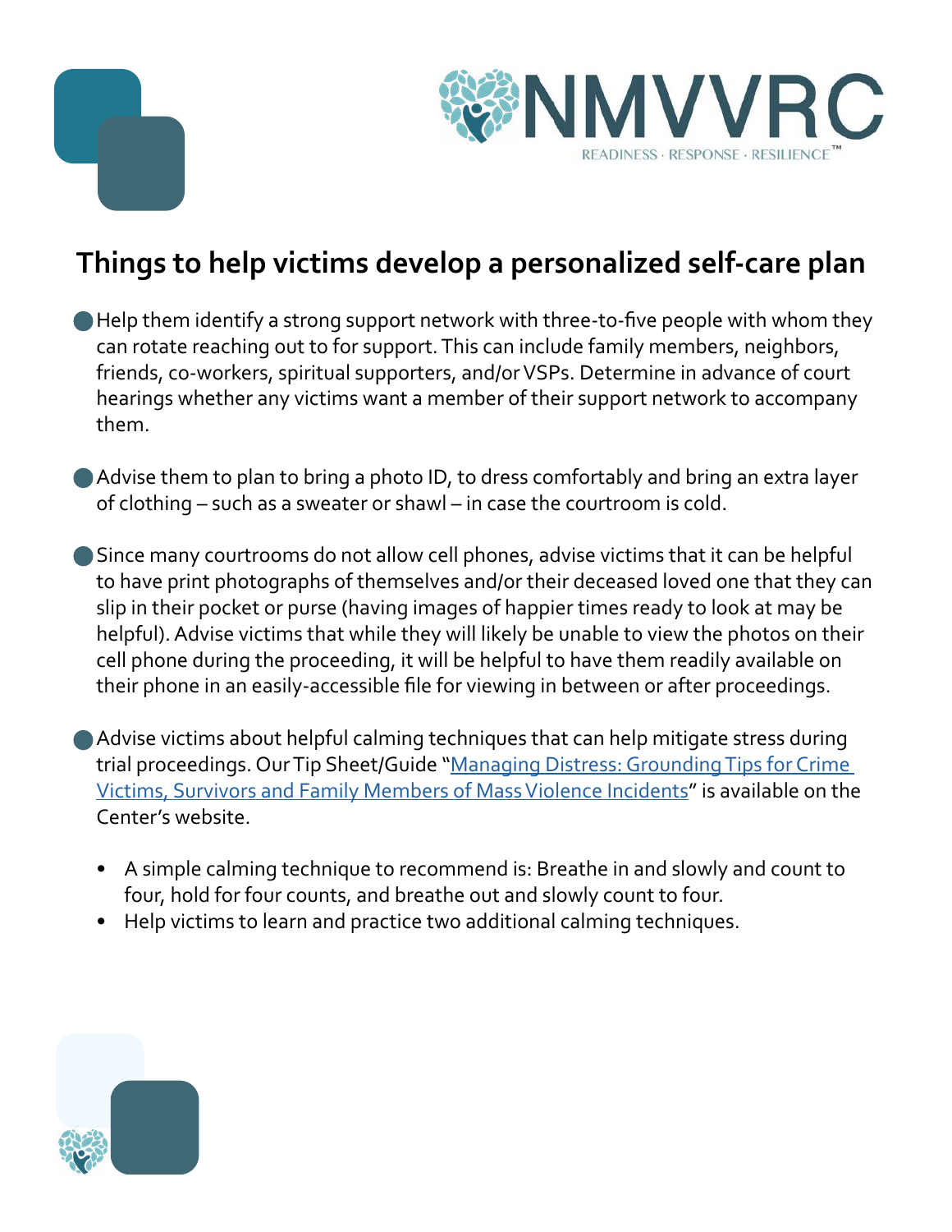## Things to help victims develop a personalized self-care plan

- Help them identify a strong support network with three-to-five people with whom they can rotate reaching out to for support. This can include family members, neighbors, friends, co-workers, spiritual supporters, and/or VSPs. Determine in advance of court hearings whether any victims want a member of their support network to accompany them.

- Advise them to plan to bring a photo ID, to dress comfortably and bring an extra layer of clothing – such as a sweater or shawl – in case the courtroom is cold.

- Since many courtrooms do not allow cell phones, advise victims that it can be helpful to have print photographs of themselves and/or their deceased loved one that they can slip in their pocket or purse (having images of happier times ready to look at may be helpful). Advise victims that while they will likely be unable to view the photos on their cell phone during the proceeding, it will be helpful to have them readily available on their phone in an easily-accessible file for viewing in between or after proceedings.

- Advise victims about helpful calming techniques that can help mitigate stress during trial proceedings. Our Tip Sheet/Guide "[Managing Distress: Grounding Tips for Crime Victims, Survivors and Family Members of Mass Violence Incidents]" is available on the Center's website.
  - A simple calming technique to recommend is: Breathe in and slowly and count to four, hold for four counts, and breathe out and slowly count to four.
  - Help victims to learn and practice two additional calming techniques.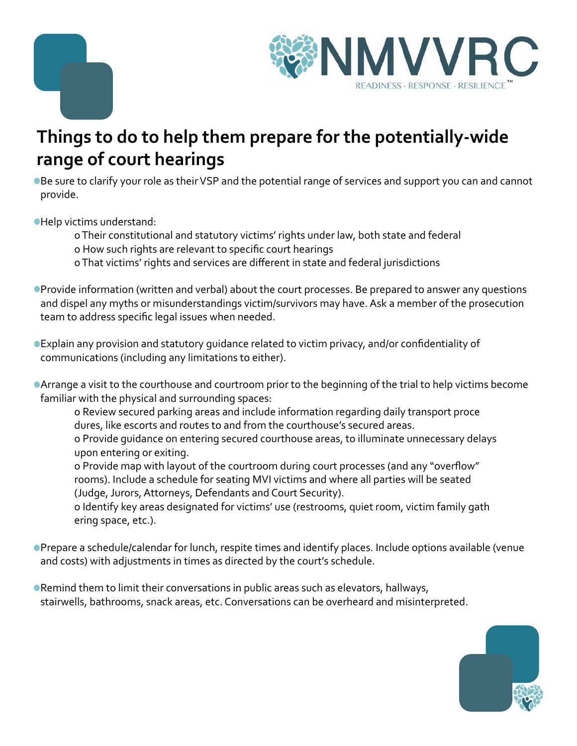## Things to do to help them prepare for the potentially-wide range of court hearings

- Be sure to clarify your role as their VSP and the potential range of services and support you can and cannot provide.

- Help victims understand:
  - Their constitutional and statutory victims' rights under law, both state and federal
  - How such rights are relevant to specific court hearings
  - That victims' rights and services are different in state and federal jurisdictions

- Provide information (written and verbal) about the court processes. Be prepared to answer any questions and dispel any myths or misunderstandings victim/survivors may have. Ask a member of the prosecution team to address specific legal issues when needed.

- Explain any provision and statutory guidance related to victim privacy, and/or confidentiality of communications (including any limitations to either).

- Arrange a visit to the courthouse and courtroom prior to the beginning of the trial to help victims become familiar with the physical and surrounding spaces:
  - Review secured parking areas and include information regarding daily transport procedures, like escorts and routes to and from the courthouse's secured areas.
  - Provide guidance on entering secured courthouse areas, to illuminate unnecessary delays upon entering or exiting.
  - Provide map with layout of the courtroom during court processes (and any "overflow" rooms). Include a schedule for seating MVI victims and where all parties will be seated (Judge, Jurors, Attorneys, Defendants and Court Security).
  - Identify key areas designated for victims' use (restrooms, quiet room, victim family gathering space, etc.).

- Prepare a schedule/calendar for lunch, respite times and identify places. Include options available (venue and costs) with adjustments in times as directed by the court's schedule.

- Remind them to limit their conversations in public areas such as elevators, hallways, stairwells, bathrooms, snack areas, etc. Conversations can be overheard and misinterpreted.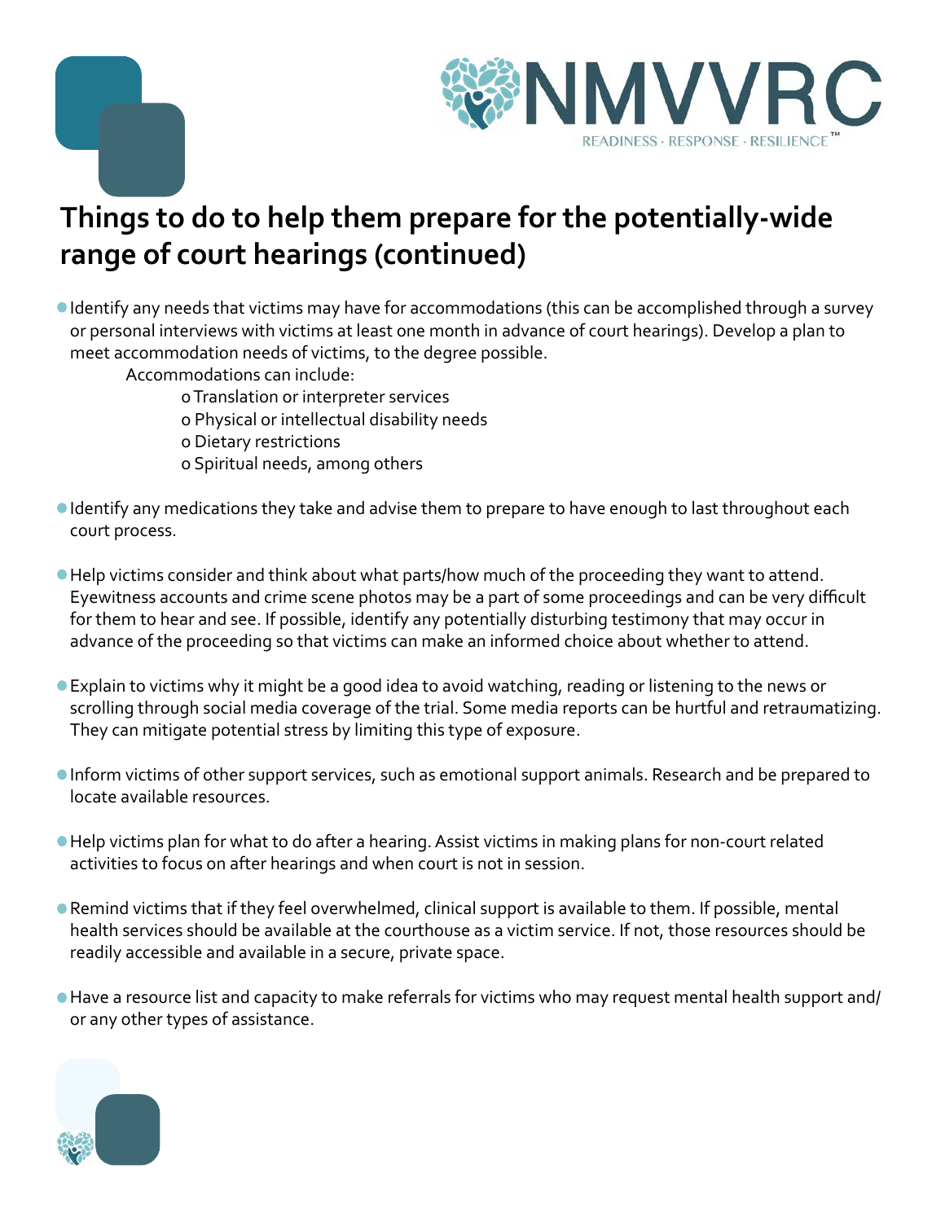# Things to do to help them prepare for the potentially-wide range of court hearings (continued)

- Identify any needs that victims may have for accommodations (this can be accomplished through a survey or personal interviews with victims at least one month in advance of court hearings). Develop a plan to meet accommodation needs of victims, to the degree possible.

  Accommodations can include:
  - Translation or interpreter services
  - Physical or intellectual disability needs
  - Dietary restrictions
  - Spiritual needs, among others

- Identify any medications they take and advise them to prepare to have enough to last throughout each court process.

- Help victims consider and think about what parts/how much of the proceeding they want to attend. Eyewitness accounts and crime scene photos may be a part of some proceedings and can be very difficult for them to hear and see. If possible, identify any potentially disturbing testimony that may occur in advance of the proceeding so that victims can make an informed choice about whether to attend.

- Explain to victims why it might be a good idea to avoid watching, reading or listening to the news or scrolling through social media coverage of the trial. Some media reports can be hurtful and retraumatizing. They can mitigate potential stress by limiting this type of exposure.

- Inform victims of other support services, such as emotional support animals. Research and be prepared to locate available resources.

- Help victims plan for what to do after a hearing. Assist victims in making plans for non-court related activities to focus on after hearings and when court is not in session.

- Remind victims that if they feel overwhelmed, clinical support is available to them. If possible, mental health services should be available at the courthouse as a victim service. If not, those resources should be readily accessible and available in a secure, private space.

- Have a resource list and capacity to make referrals for victims who may request mental health support and/or any other types of assistance.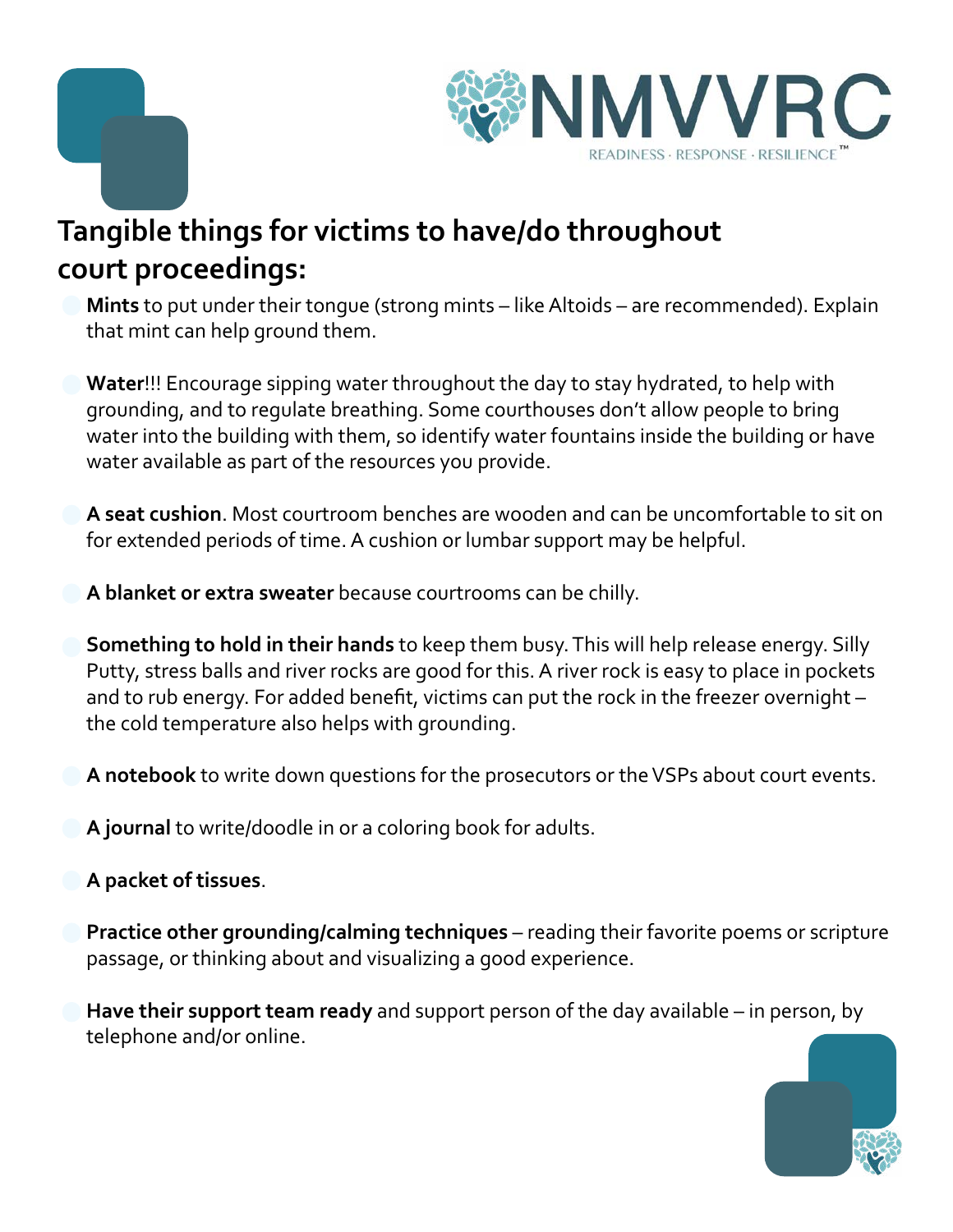## Tangible things for victims to have/do throughout court proceedings:

- **Mints** to put under their tongue (strong mints – like Altoids – are recommended). Explain that mint can help ground them.

- **Water**!!! Encourage sipping water throughout the day to stay hydrated, to help with grounding, and to regulate breathing. Some courthouses don't allow people to bring water into the building with them, so identify water fountains inside the building or have water available as part of the resources you provide.

- **A seat cushion**. Most courtroom benches are wooden and can be uncomfortable to sit on for extended periods of time. A cushion or lumbar support may be helpful.

- **A blanket or extra sweater** because courtrooms can be chilly.

- **Something to hold in their hands** to keep them busy. This will help release energy. Silly Putty, stress balls and river rocks are good for this. A river rock is easy to place in pockets and to rub energy. For added benefit, victims can put the rock in the freezer overnight – the cold temperature also helps with grounding.

- **A notebook** to write down questions for the prosecutors or the VSPs about court events.

- **A journal** to write/doodle in or a coloring book for adults.

- **A packet of tissues**.

- **Practice other grounding/calming techniques** – reading their favorite poems or scripture passage, or thinking about and visualizing a good experience.

- **Have their support team ready** and support person of the day available – in person, by telephone and/or online.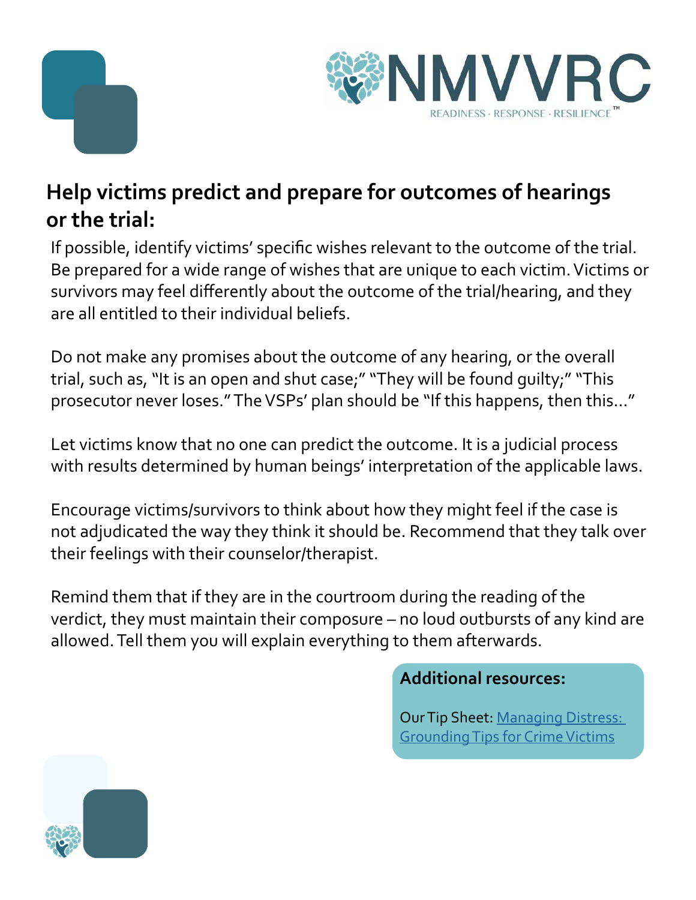## Help victims predict and prepare for outcomes of hearings or the trial:

If possible, identify victims' specific wishes relevant to the outcome of the trial. Be prepared for a wide range of wishes that are unique to each victim. Victims or survivors may feel differently about the outcome of the trial/hearing, and they are all entitled to their individual beliefs.

Do not make any promises about the outcome of any hearing, or the overall trial, such as, "It is an open and shut case;" "They will be found guilty;" "This prosecutor never loses." The VSPs' plan should be "If this happens, then this..."

Let victims know that no one can predict the outcome. It is a judicial process with results determined by human beings' interpretation of the applicable laws.

Encourage victims/survivors to think about how they might feel if the case is not adjudicated the way they think it should be. Recommend that they talk over their feelings with their counselor/therapist.

Remind them that if they are in the courtroom during the reading of the verdict, they must maintain their composure – no loud outbursts of any kind are allowed. Tell them you will explain everything to them afterwards.

**Additional resources:**

Our Tip Sheet: [Managing Distress: Grounding Tips for Crime Victims]